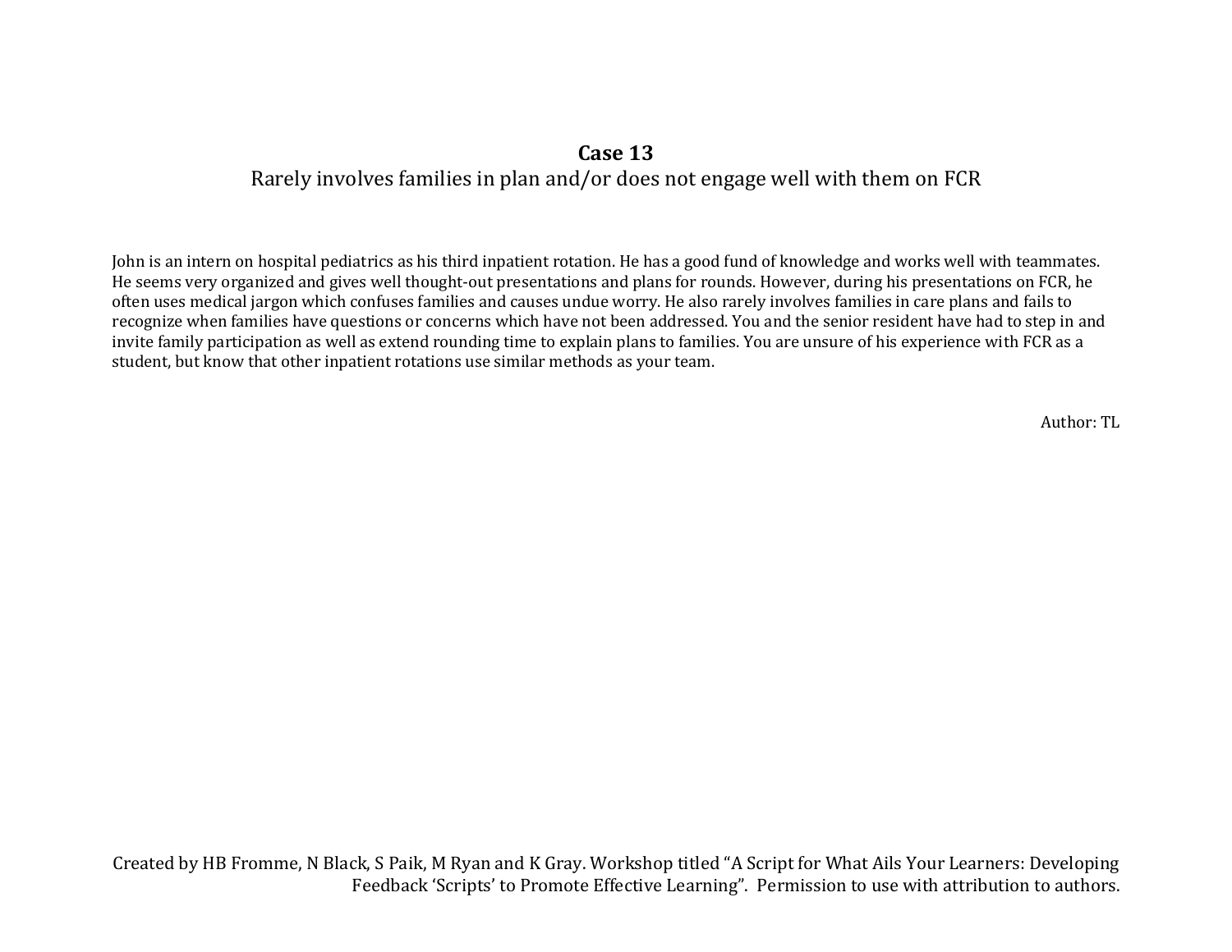# Case 13

Rarely involves families in plan and/or does not engage well with them on FCR

John is an intern on hospital pediatrics as his third inpatient rotation. He has a good fund of knowledge and works well with teammates. He seems very organized and gives well thought-out presentations and plans for rounds. However, during his presentations on FCR, he often uses medical jargon which confuses families and causes undue worry. He also rarely involves families in care plans and fails to recognize when families have questions or concerns which have not been addressed. You and the senior resident have had to step in and invite family participation as well as extend rounding time to explain plans to families. You are unsure of his experience with FCR as a student, but know that other inpatient rotations use similar methods as your team.

Author: TL

Created by HB Fromme, N Black, S Paik, M Ryan and K Gray. Workshop titled "A Script for What Ails Your Learners: Developing Feedback 'Scripts' to Promote Effective Learning". Permission to use with attribution to authors.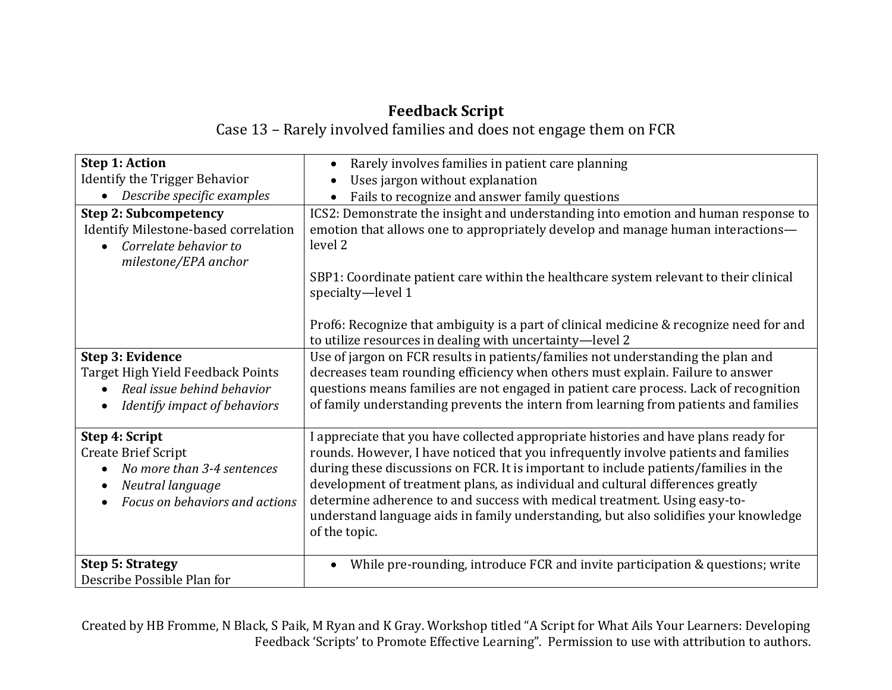# Feedback Script

Case 13 – Rarely involved families and does not engage them on FCR

| | |
|---|---|
| **Step 1: Action**<br>Identify the Trigger Behavior<br>• *Describe specific examples* | • Rarely involves families in patient care planning<br>• Uses jargon without explanation<br>• Fails to recognize and answer family questions |
| **Step 2: Subcompetency**<br>Identify Milestone-based correlation<br>• *Correlate behavior to milestone/EPA anchor* | ICS2: Demonstrate the insight and understanding into emotion and human response to emotion that allows one to appropriately develop and manage human interactions—level 2<br><br>SBP1: Coordinate patient care within the healthcare system relevant to their clinical specialty—level 1<br><br>Prof6: Recognize that ambiguity is a part of clinical medicine & recognize need for and to utilize resources in dealing with uncertainty—level 2 |
| **Step 3: Evidence**<br>Target High Yield Feedback Points<br>• *Real issue behind behavior*<br>• *Identify impact of behaviors* | Use of jargon on FCR results in patients/families not understanding the plan and decreases team rounding efficiency when others must explain. Failure to answer questions means families are not engaged in patient care process. Lack of recognition of family understanding prevents the intern from learning from patients and families |
| **Step 4: Script**<br>Create Brief Script<br>• *No more than 3-4 sentences*<br>• *Neutral language*<br>• *Focus on behaviors and actions* | I appreciate that you have collected appropriate histories and have plans ready for rounds. However, I have noticed that you infrequently involve patients and families during these discussions on FCR. It is important to include patients/families in the development of treatment plans, as individual and cultural differences greatly determine adherence to and success with medical treatment. Using easy-to-understand language aids in family understanding, but also solidifies your knowledge of the topic. |
| **Step 5: Strategy**<br>Describe Possible Plan for | • While pre-rounding, introduce FCR and invite participation & questions; write |

Created by HB Fromme, N Black, S Paik, M Ryan and K Gray. Workshop titled "A Script for What Ails Your Learners: Developing Feedback 'Scripts' to Promote Effective Learning". Permission to use with attribution to authors.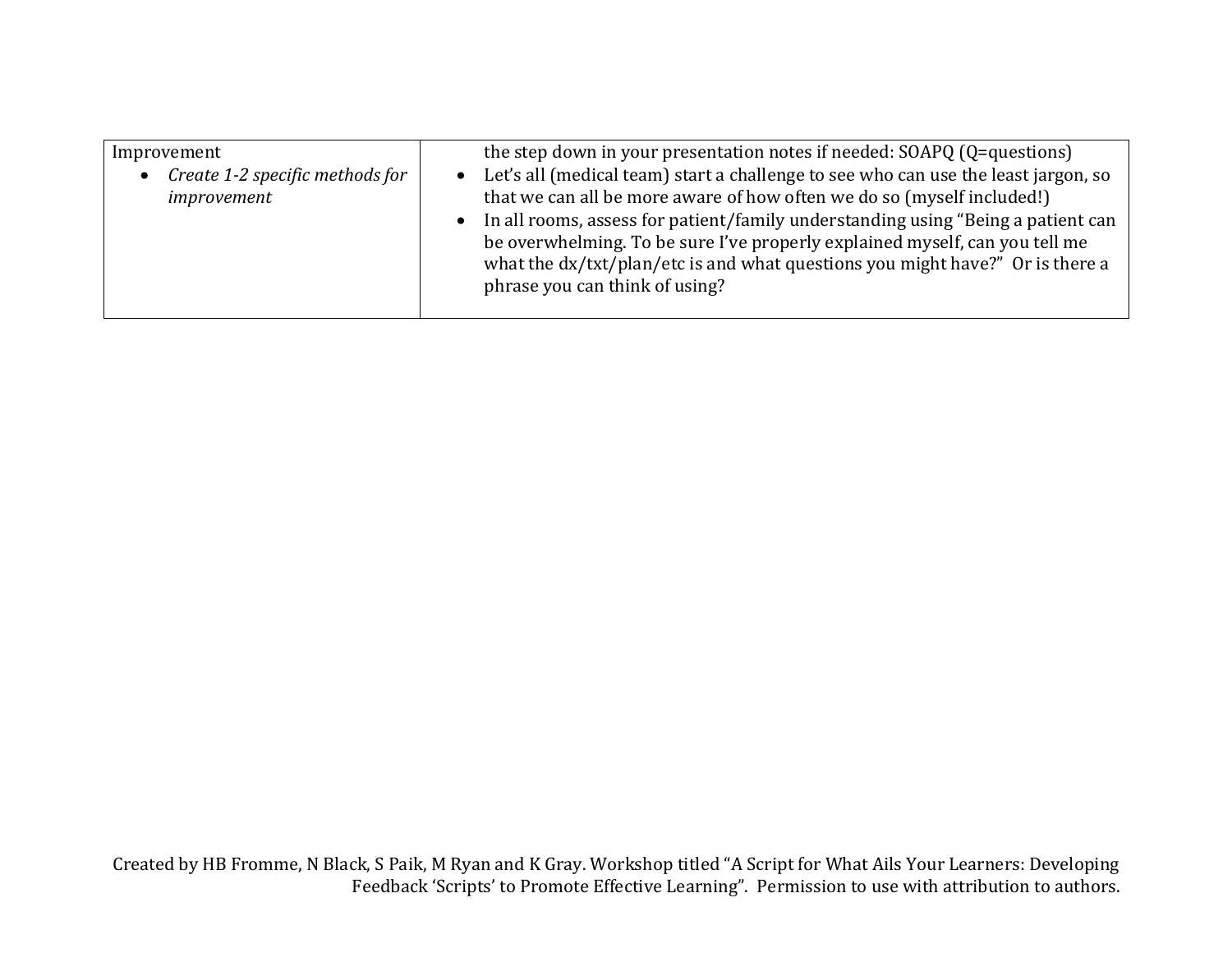| | |
|---|---|
| Improvement<br>• *Create 1-2 specific methods for improvement* | the step down in your presentation notes if needed: SOAPQ (Q=questions)<br>• Let's all (medical team) start a challenge to see who can use the least jargon, so that we can all be more aware of how often we do so (myself included!)<br>• In all rooms, assess for patient/family understanding using "Being a patient can be overwhelming. To be sure I've properly explained myself, can you tell me what the dx/txt/plan/etc is and what questions you might have?" Or is there a phrase you can think of using? |

Created by HB Fromme, N Black, S Paik, M Ryan and K Gray. Workshop titled "A Script for What Ails Your Learners: Developing Feedback 'Scripts' to Promote Effective Learning". Permission to use with attribution to authors.